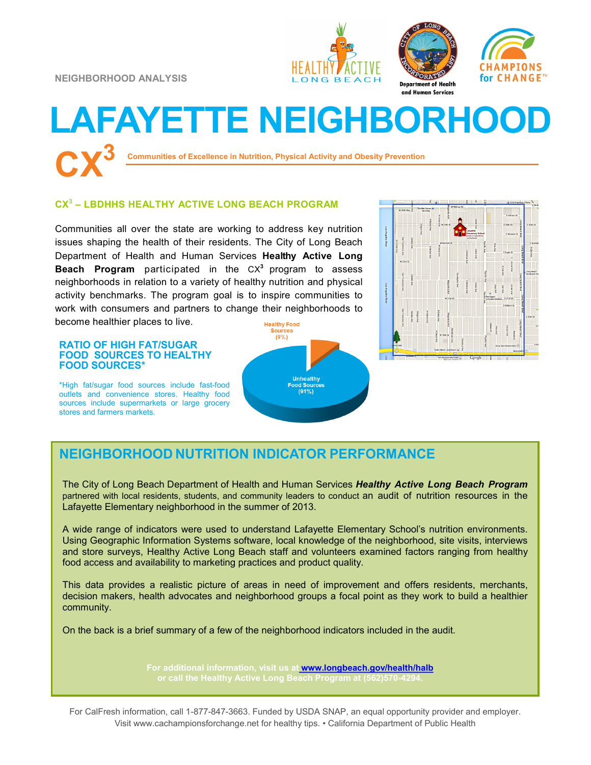NEIGHBORHOOD ANALYSIS

# LAFAYETTE NEIGHBORHOOD

**CX³** Communities of Excellence in Nutrition, Physical Activity and Obesity Prevention

## CX³ – LBDHHS HEALTHY ACTIVE LONG BEACH PROGRAM

Communities all over the state are working to address key nutrition issues shaping the health of their residents. The City of Long Beach Department of Health and Human Services **Healthy Active Long Beach Program** participated in the CX³ program to assess neighborhoods in relation to a variety of healthy nutrition and physical activity benchmarks. The program goal is to inspire communities to work with consumers and partners to change their neighborhoods to become healthier places to live.

### RATIO OF HIGH FAT/SUGAR FOOD SOURCES TO HEALTHY FOOD SOURCES*

*High fat/sugar food sources include fast-food outlets and convenience stores. Healthy food sources include supermarkets or large grocery stores and farmers markets.

Healthy Food Sources (9%)

Unhealthy Food Sources (91%)

## NEIGHBORHOOD NUTRITION INDICATOR PERFORMANCE

The City of Long Beach Department of Health and Human Services ***Healthy Active Long Beach Program*** partnered with local residents, students, and community leaders to conduct an audit of nutrition resources in the Lafayette Elementary neighborhood in the summer of 2013.

A wide range of indicators were used to understand Lafayette Elementary School's nutrition environments. Using Geographic Information Systems software, local knowledge of the neighborhood, site visits, interviews and store surveys, Healthy Active Long Beach staff and volunteers examined factors ranging from healthy food access and availability to marketing practices and product quality.

This data provides a realistic picture of areas in need of improvement and offers residents, merchants, decision makers, health advocates and neighborhood groups a focal point as they work to build a healthier community.

On the back is a brief summary of a few of the neighborhood indicators included in the audit.

**For additional information, visit us at www.longbeach.gov/health/halb or call the Healthy Active Long Beach Program at (562)570-4294.**

For CalFresh information, call 1-877-847-3663. Funded by USDA SNAP, an equal opportunity provider and employer. Visit www.cachampionsforchange.net for healthy tips. • California Department of Public Health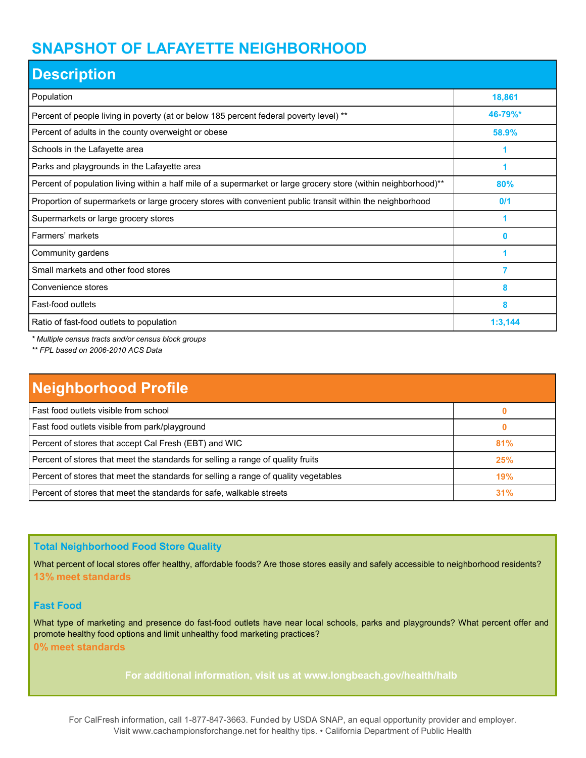# SNAPSHOT OF LAFAYETTE NEIGHBORHOOD

| Description | |
|---|---|
| Population | 18,861 |
| Percent of people living in poverty (at or below 185 percent federal poverty level) ** | 46-79%* |
| Percent of adults in the county overweight or obese | 58.9% |
| Schools in the Lafayette area | 1 |
| Parks and playgrounds in the Lafayette area | 1 |
| Percent of population living within a half mile of a supermarket or large grocery store (within neighborhood)** | 80% |
| Proportion of supermarkets or large grocery stores with convenient public transit within the neighborhood | 0/1 |
| Supermarkets or large grocery stores | 1 |
| Farmers' markets | 0 |
| Community gardens | 1 |
| Small markets and other food stores | 7 |
| Convenience stores | 8 |
| Fast-food outlets | 8 |
| Ratio of fast-food outlets to population | 1:3,144 |

*\* Multiple census tracts and/or census block groups*

*\*\* FPL based on 2006-2010 ACS Data*

| Neighborhood Profile | |
|---|---|
| Fast food outlets visible from school | 0 |
| Fast food outlets visible from park/playground | 0 |
| Percent of stores that accept Cal Fresh (EBT) and WIC | 81% |
| Percent of stores that meet the standards for selling a range of quality fruits | 25% |
| Percent of stores that meet the standards for selling a range of quality vegetables | 19% |
| Percent of stores that meet the standards for safe, walkable streets | 31% |

### Total Neighborhood Food Store Quality

What percent of local stores offer healthy, affordable foods? Are those stores easily and safely accessible to neighborhood residents?

**13% meet standards**

### Fast Food

What type of marketing and presence do fast-food outlets have near local schools, parks and playgrounds? What percent offer and promote healthy food options and limit unhealthy food marketing practices?

**0% meet standards**

**For additional information, visit us at www.longbeach.gov/health/halb**

For CalFresh information, call 1-877-847-3663. Funded by USDA SNAP, an equal opportunity provider and employer. Visit www.cachampionsforchange.net for healthy tips. • California Department of Public Health